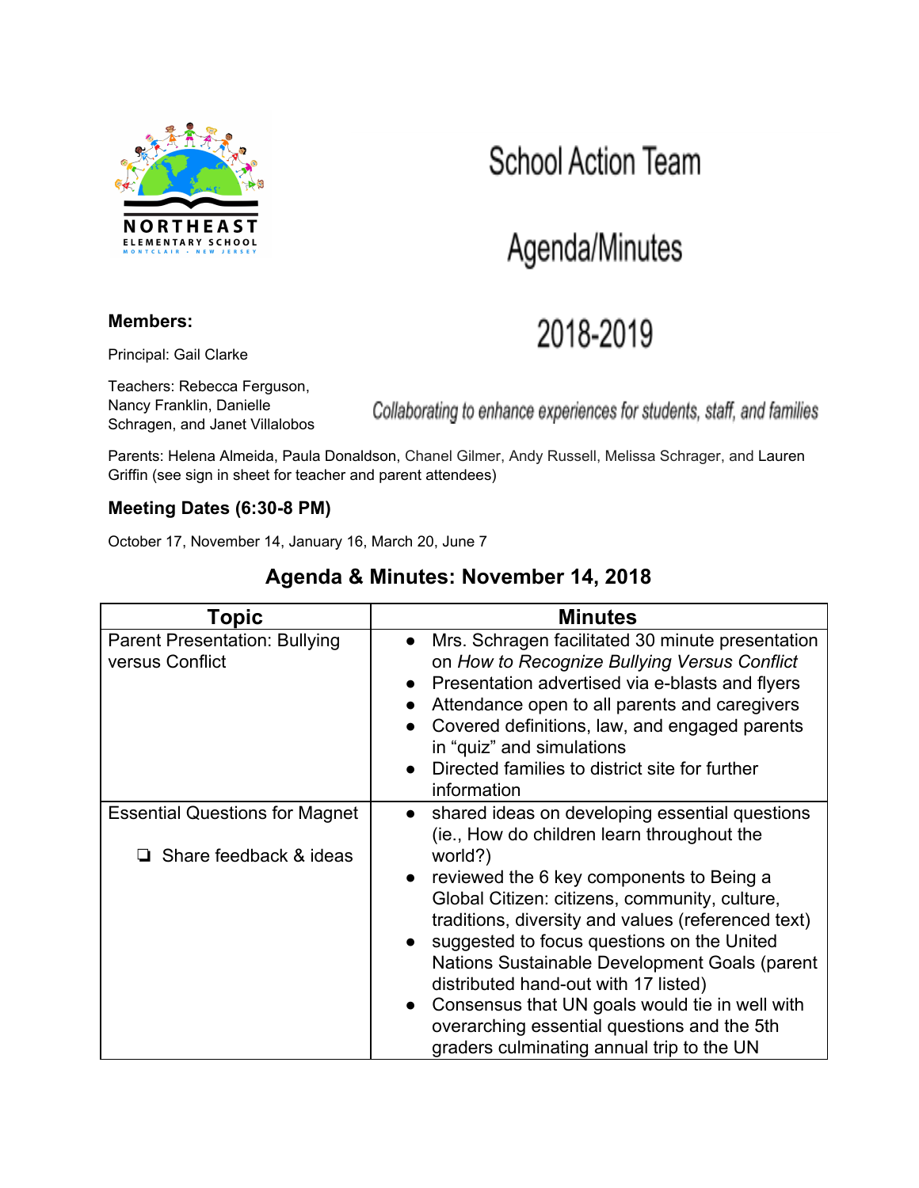NORTHEAST ELEMENTARY SCHOOL
MONTCLAIR • NEW JERSEY

# School Action Team

# Agenda/Minutes

# 2018-2019

*Collaborating to enhance experiences for students, staff, and families*

**Members:**

Principal: Gail Clarke

Teachers: Rebecca Ferguson, Nancy Franklin, Danielle Schragen, and Janet Villalobos

Parents: Helena Almeida, Paula Donaldson, Chanel Gilmer, Andy Russell, Melissa Schrager, and Lauren Griffin (see sign in sheet for teacher and parent attendees)

### Meeting Dates (6:30-8 PM)

October 17, November 14, January 16, March 20, June 7

## Agenda & Minutes: November 14, 2018

| Topic | Minutes |
|---|---|
| Parent Presentation: Bullying versus Conflict | • Mrs. Schragen facilitated 30 minute presentation on *How to Recognize Bullying Versus Conflict*<br>• Presentation advertised via e-blasts and flyers<br>• Attendance open to all parents and caregivers<br>• Covered definitions, law, and engaged parents in "quiz" and simulations<br>• Directed families to district site for further information |
| Essential Questions for Magnet<br><br>❏ Share feedback & ideas | • shared ideas on developing essential questions (ie., How do children learn throughout the world?)<br>• reviewed the 6 key components to Being a Global Citizen: citizens, community, culture, traditions, diversity and values (referenced text)<br>• suggested to focus questions on the United Nations Sustainable Development Goals (parent distributed hand-out with 17 listed)<br>• Consensus that UN goals would tie in well with overarching essential questions and the 5th graders culminating annual trip to the UN |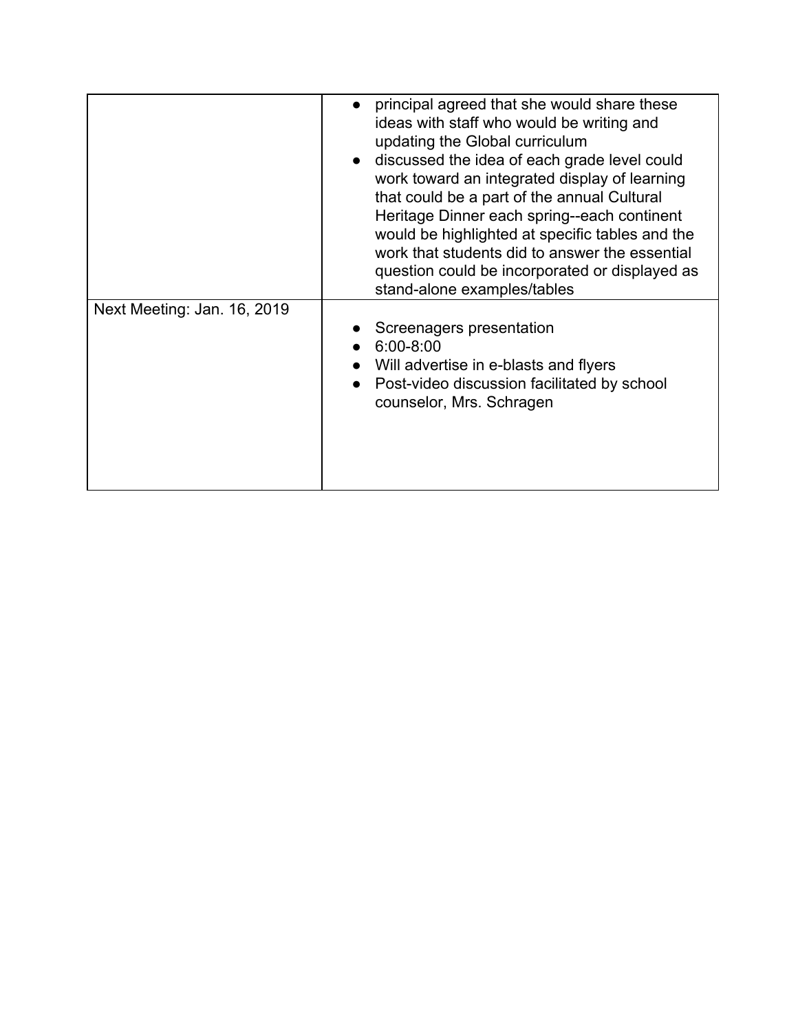| | |
|---|---|
| | • principal agreed that she would share these ideas with staff who would be writing and updating the Global curriculum<br>• discussed the idea of each grade level could work toward an integrated display of learning that could be a part of the annual Cultural Heritage Dinner each spring--each continent would be highlighted at specific tables and the work that students did to answer the essential question could be incorporated or displayed as stand-alone examples/tables |
| Next Meeting: Jan. 16, 2019 | • Screenagers presentation<br>• 6:00-8:00<br>• Will advertise in e-blasts and flyers<br>• Post-video discussion facilitated by school counselor, Mrs. Schragen |